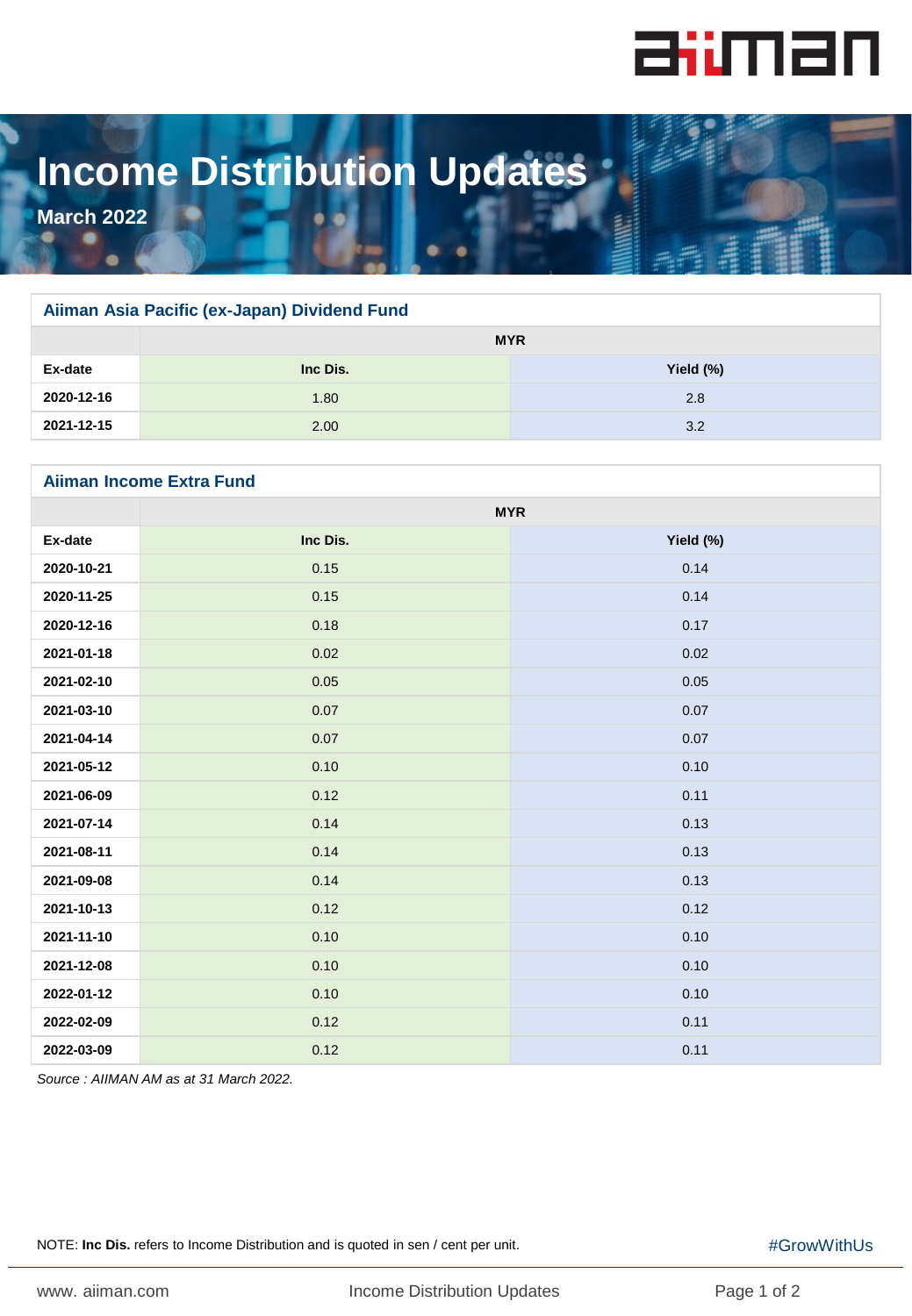# Income Distribution Updates

**March 2022**

## Aiiman Asia Pacific (ex-Japan) Dividend Fund

| | MYR | |
|---|---|---|
| **Ex-date** | **Inc Dis.** | **Yield (%)** |
| **2020-12-16** | 1.80 | 2.8 |
| **2021-12-15** | 2.00 | 3.2 |

## Aiiman Income Extra Fund

| | MYR | |
|---|---|---|
| **Ex-date** | **Inc Dis.** | **Yield (%)** |
| **2020-10-21** | 0.15 | 0.14 |
| **2020-11-25** | 0.15 | 0.14 |
| **2020-12-16** | 0.18 | 0.17 |
| **2021-01-18** | 0.02 | 0.02 |
| **2021-02-10** | 0.05 | 0.05 |
| **2021-03-10** | 0.07 | 0.07 |
| **2021-04-14** | 0.07 | 0.07 |
| **2021-05-12** | 0.10 | 0.10 |
| **2021-06-09** | 0.12 | 0.11 |
| **2021-07-14** | 0.14 | 0.13 |
| **2021-08-11** | 0.14 | 0.13 |
| **2021-09-08** | 0.14 | 0.13 |
| **2021-10-13** | 0.12 | 0.12 |
| **2021-11-10** | 0.10 | 0.10 |
| **2021-12-08** | 0.10 | 0.10 |
| **2022-01-12** | 0.10 | 0.10 |
| **2022-02-09** | 0.12 | 0.11 |
| **2022-03-09** | 0.12 | 0.11 |

*Source : AIIMAN AM as at 31 March 2022.*

NOTE: **Inc Dis.** refers to Income Distribution and is quoted in sen / cent per unit.

#GrowWithUs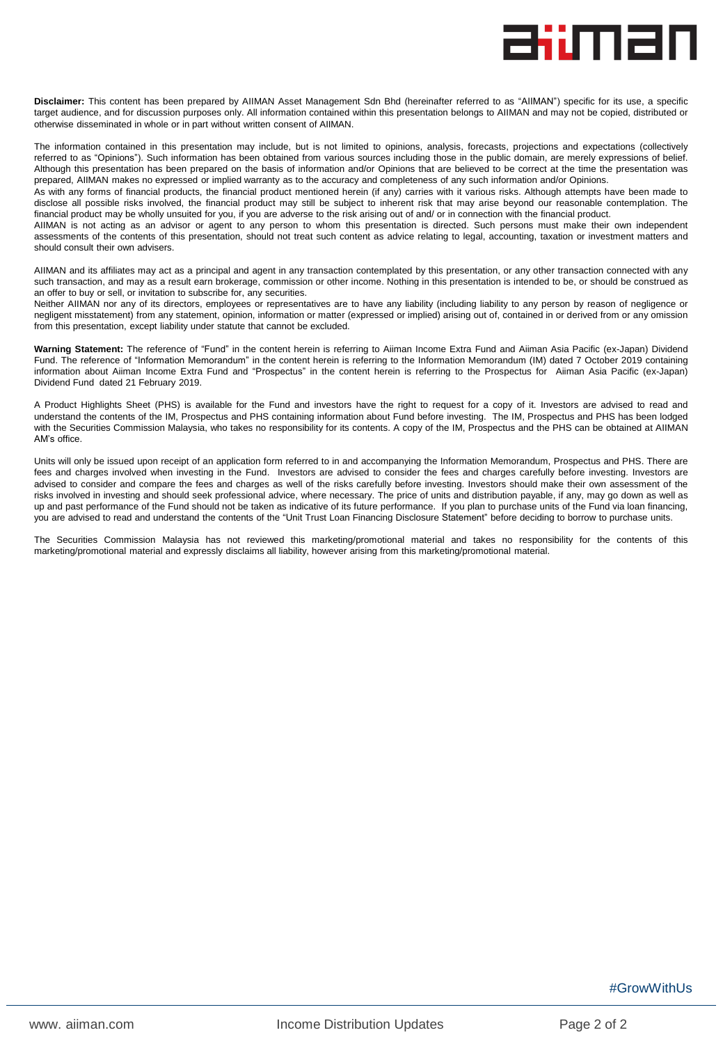**Disclaimer:** This content has been prepared by AIIMAN Asset Management Sdn Bhd (hereinafter referred to as "AIIMAN") specific for its use, a specific target audience, and for discussion purposes only. All information contained within this presentation belongs to AIIMAN and may not be copied, distributed or otherwise disseminated in whole or in part without written consent of AIIMAN.

The information contained in this presentation may include, but is not limited to opinions, analysis, forecasts, projections and expectations (collectively referred to as "Opinions"). Such information has been obtained from various sources including those in the public domain, are merely expressions of belief. Although this presentation has been prepared on the basis of information and/or Opinions that are believed to be correct at the time the presentation was prepared, AIIMAN makes no expressed or implied warranty as to the accuracy and completeness of any such information and/or Opinions.
As with any forms of financial products, the financial product mentioned herein (if any) carries with it various risks. Although attempts have been made to disclose all possible risks involved, the financial product may still be subject to inherent risk that may arise beyond our reasonable contemplation. The financial product may be wholly unsuited for you, if you are adverse to the risk arising out of and/ or in connection with the financial product.
AIIMAN is not acting as an advisor or agent to any person to whom this presentation is directed. Such persons must make their own independent assessments of the contents of this presentation, should not treat such content as advice relating to legal, accounting, taxation or investment matters and should consult their own advisers.

AIIMAN and its affiliates may act as a principal and agent in any transaction contemplated by this presentation, or any other transaction connected with any such transaction, and may as a result earn brokerage, commission or other income. Nothing in this presentation is intended to be, or should be construed as an offer to buy or sell, or invitation to subscribe for, any securities.
Neither AIIMAN nor any of its directors, employees or representatives are to have any liability (including liability to any person by reason of negligence or negligent misstatement) from any statement, opinion, information or matter (expressed or implied) arising out of, contained in or derived from or any omission from this presentation, except liability under statute that cannot be excluded.

**Warning Statement:** The reference of "Fund" in the content herein is referring to Aiiman Income Extra Fund and Aiiman Asia Pacific (ex-Japan) Dividend Fund. The reference of "Information Memorandum" in the content herein is referring to the Information Memorandum (IM) dated 7 October 2019 containing information about Aiiman Income Extra Fund and "Prospectus" in the content herein is referring to the Prospectus for Aiiman Asia Pacific (ex-Japan) Dividend Fund dated 21 February 2019.

A Product Highlights Sheet (PHS) is available for the Fund and investors have the right to request for a copy of it. Investors are advised to read and understand the contents of the IM, Prospectus and PHS containing information about Fund before investing. The IM, Prospectus and PHS has been lodged with the Securities Commission Malaysia, who takes no responsibility for its contents. A copy of the IM, Prospectus and the PHS can be obtained at AIIMAN AM's office.

Units will only be issued upon receipt of an application form referred to in and accompanying the Information Memorandum, Prospectus and PHS. There are fees and charges involved when investing in the Fund. Investors are advised to consider the fees and charges carefully before investing. Investors are advised to consider and compare the fees and charges as well of the risks carefully before investing. Investors should make their own assessment of the risks involved in investing and should seek professional advice, where necessary. The price of units and distribution payable, if any, may go down as well as up and past performance of the Fund should not be taken as indicative of its future performance. If you plan to purchase units of the Fund via loan financing, you are advised to read and understand the contents of the "Unit Trust Loan Financing Disclosure Statement" before deciding to borrow to purchase units.

The Securities Commission Malaysia has not reviewed this marketing/promotional material and takes no responsibility for the contents of this marketing/promotional material and expressly disclaims all liability, however arising from this marketing/promotional material.

#GrowWithUs